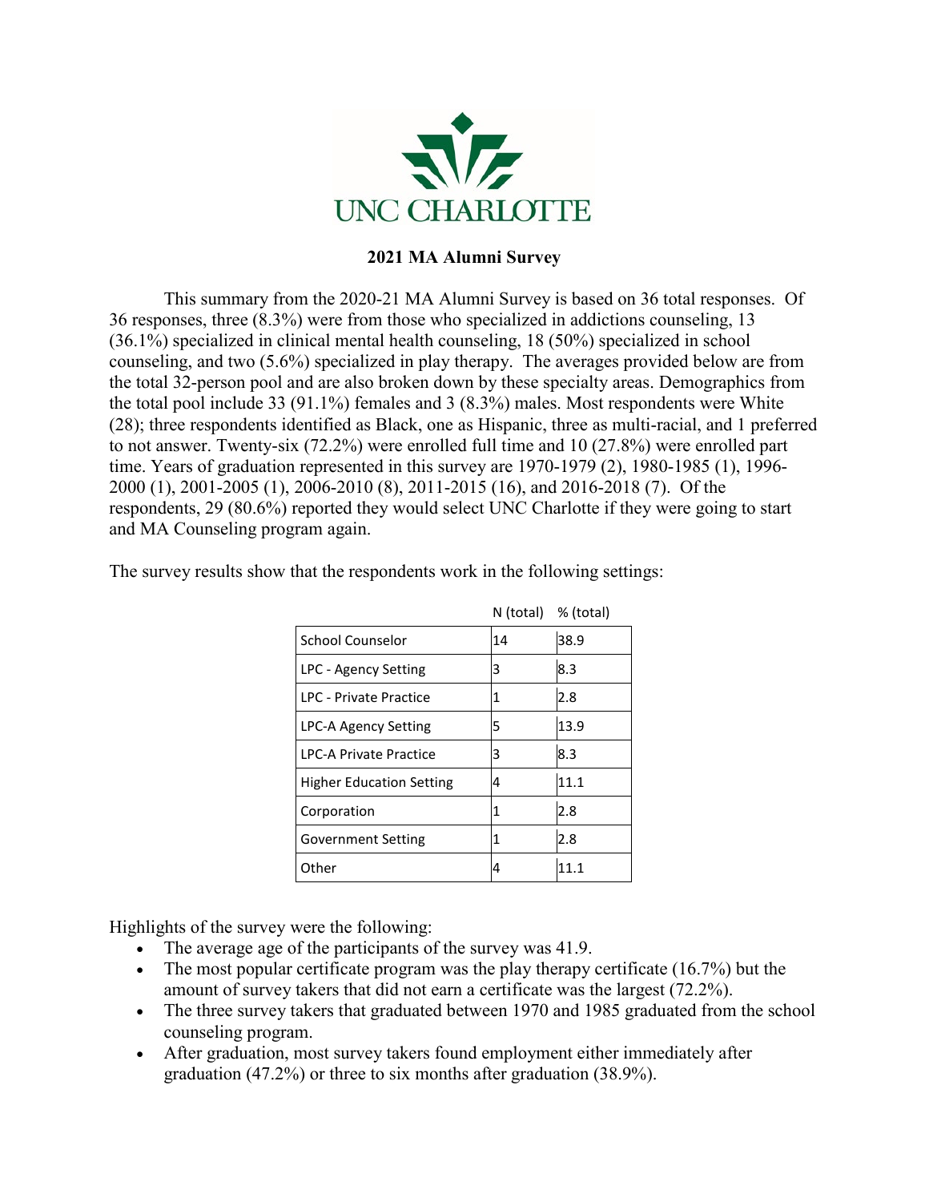UNC CHARLOTTE

# 2021 MA Alumni Survey

This summary from the 2020-21 MA Alumni Survey is based on 36 total responses. Of 36 responses, three (8.3%) were from those who specialized in addictions counseling, 13 (36.1%) specialized in clinical mental health counseling, 18 (50%) specialized in school counseling, and two (5.6%) specialized in play therapy. The averages provided below are from the total 32-person pool and are also broken down by these specialty areas. Demographics from the total pool include 33 (91.1%) females and 3 (8.3%) males. Most respondents were White (28); three respondents identified as Black, one as Hispanic, three as multi-racial, and 1 preferred to not answer. Twenty-six (72.2%) were enrolled full time and 10 (27.8%) were enrolled part time. Years of graduation represented in this survey are 1970-1979 (2), 1980-1985 (1), 1996-2000 (1), 2001-2005 (1), 2006-2010 (8), 2011-2015 (16), and 2016-2018 (7). Of the respondents, 29 (80.6%) reported they would select UNC Charlotte if they were going to start and MA Counseling program again.

The survey results show that the respondents work in the following settings:

| | N (total) | % (total) |
|---|---|---|
| School Counselor | 14 | 38.9 |
| LPC - Agency Setting | 3 | 8.3 |
| LPC - Private Practice | 1 | 2.8 |
| LPC-A Agency Setting | 5 | 13.9 |
| LPC-A Private Practice | 3 | 8.3 |
| Higher Education Setting | 4 | 11.1 |
| Corporation | 1 | 2.8 |
| Government Setting | 1 | 2.8 |
| Other | 4 | 11.1 |

Highlights of the survey were the following:

- The average age of the participants of the survey was 41.9.
- The most popular certificate program was the play therapy certificate (16.7%) but the amount of survey takers that did not earn a certificate was the largest (72.2%).
- The three survey takers that graduated between 1970 and 1985 graduated from the school counseling program.
- After graduation, most survey takers found employment either immediately after graduation (47.2%) or three to six months after graduation (38.9%).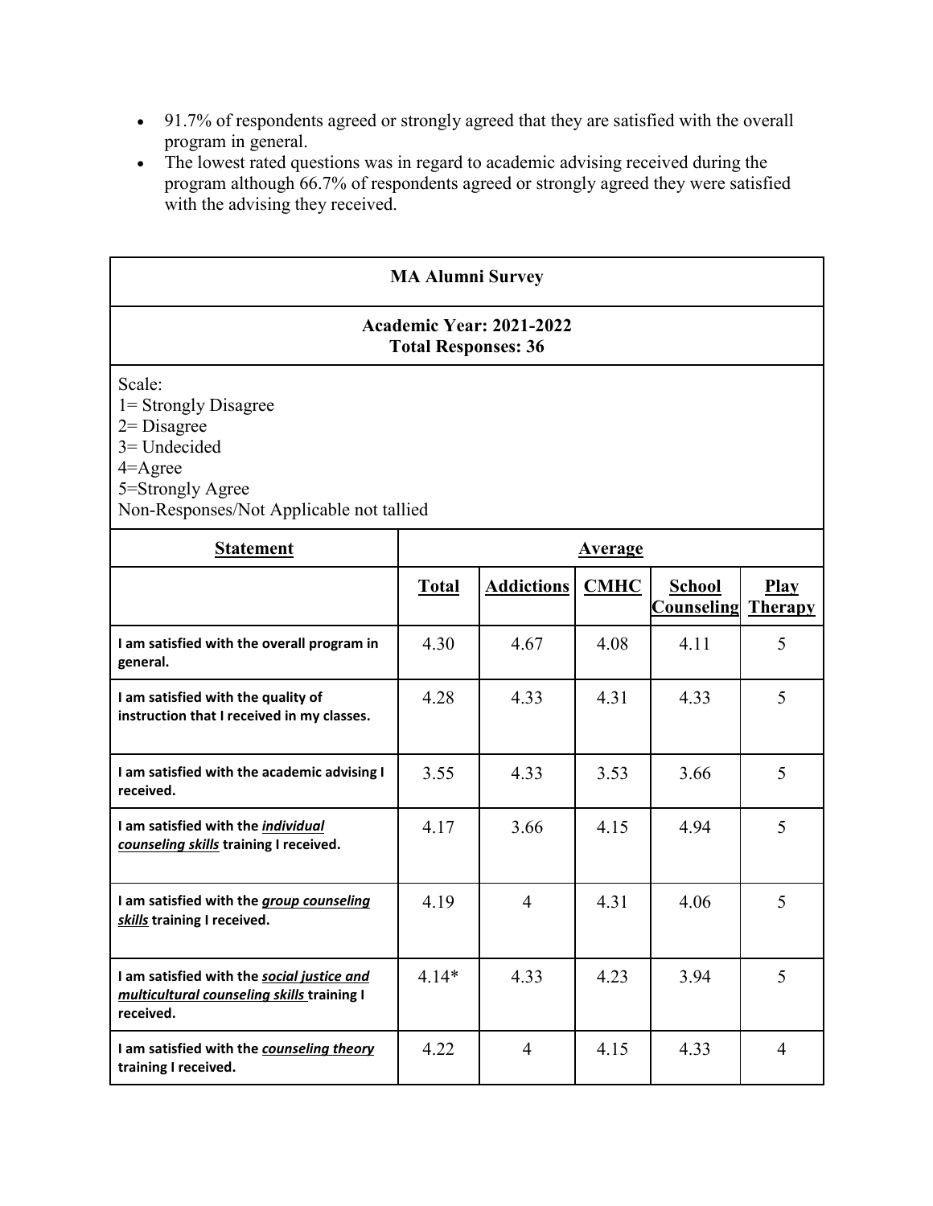- 91.7% of respondents agreed or strongly agreed that they are satisfied with the overall program in general.
- The lowest rated questions was in regard to academic advising received during the program although 66.7% of respondents agreed or strongly agreed they were satisfied with the advising they received.

| **MA Alumni Survey** | | | | | |
|---|---|---|---|---|---|
| **Academic Year: 2021-2022**<br>**Total Responses: 36** | | | | | |
| Scale:<br>1= Strongly Disagree<br>2= Disagree<br>3= Undecided<br>4=Agree<br>5=Strongly Agree<br>Non-Responses/Not Applicable not tallied | | | | | |
| **Statement** | **Average** | | | | |
| | **Total** | **Addictions** | **CMHC** | **School Counseling** | **Play Therapy** |
| **I am satisfied with the overall program in general.** | 4.30 | 4.67 | 4.08 | 4.11 | 5 |
| **I am satisfied with the quality of instruction that I received in my classes.** | 4.28 | 4.33 | 4.31 | 4.33 | 5 |
| **I am satisfied with the academic advising I received.** | 3.55 | 4.33 | 3.53 | 3.66 | 5 |
| **I am satisfied with the *individual counseling skills* training I received.** | 4.17 | 3.66 | 4.15 | 4.94 | 5 |
| **I am satisfied with the *group counseling skills* training I received.** | 4.19 | 4 | 4.31 | 4.06 | 5 |
| **I am satisfied with the *social justice and multicultural counseling skills* training I received.** | 4.14* | 4.33 | 4.23 | 3.94 | 5 |
| **I am satisfied with the *counseling theory* training I received.** | 4.22 | 4 | 4.15 | 4.33 | 4 |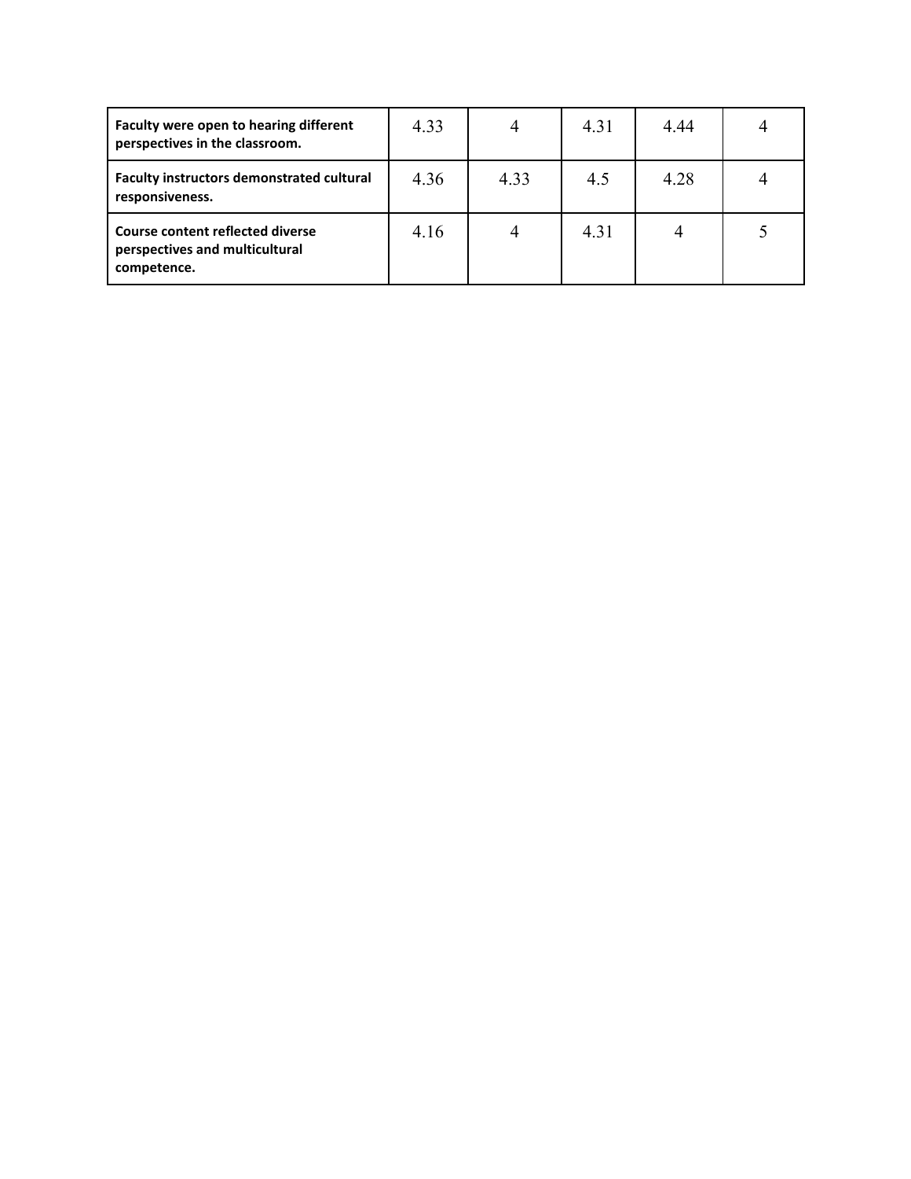| | | | | | |
|---|---|---|---|---|---|
| **Faculty were open to hearing different perspectives in the classroom.** | 4.33 | 4 | 4.31 | 4.44 | 4 |
| **Faculty instructors demonstrated cultural responsiveness.** | 4.36 | 4.33 | 4.5 | 4.28 | 4 |
| **Course content reflected diverse perspectives and multicultural competence.** | 4.16 | 4 | 4.31 | 4 | 5 |